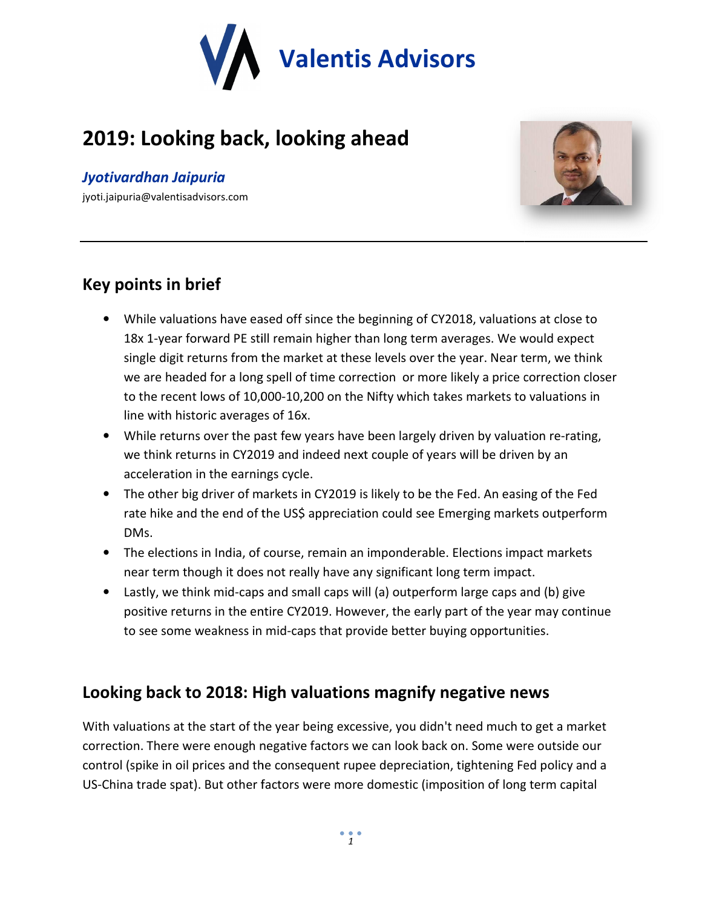# Valentis Advisors

# 2019: Looking back, looking ahead

***Jyotivardhan Jaipuria***

jyoti.jaipuria@valentisadvisors.com

## Key points in brief

- While valuations have eased off since the beginning of CY2018, valuations at close to 18x 1-year forward PE still remain higher than long term averages. We would expect single digit returns from the market at these levels over the year. Near term, we think we are headed for a long spell of time correction or more likely a price correction closer to the recent lows of 10,000-10,200 on the Nifty which takes markets to valuations in line with historic averages of 16x.
- While returns over the past few years have been largely driven by valuation re-rating, we think returns in CY2019 and indeed next couple of years will be driven by an acceleration in the earnings cycle.
- The other big driver of markets in CY2019 is likely to be the Fed. An easing of the Fed rate hike and the end of the US$ appreciation could see Emerging markets outperform DMs.
- The elections in India, of course, remain an imponderable. Elections impact markets near term though it does not really have any significant long term impact.
- Lastly, we think mid-caps and small caps will (a) outperform large caps and (b) give positive returns in the entire CY2019. However, the early part of the year may continue to see some weakness in mid-caps that provide better buying opportunities.

## Looking back to 2018: High valuations magnify negative news

With valuations at the start of the year being excessive, you didn't need much to get a market correction. There were enough negative factors we can look back on. Some were outside our control (spike in oil prices and the consequent rupee depreciation, tightening Fed policy and a US-China trade spat). But other factors were more domestic (imposition of long term capital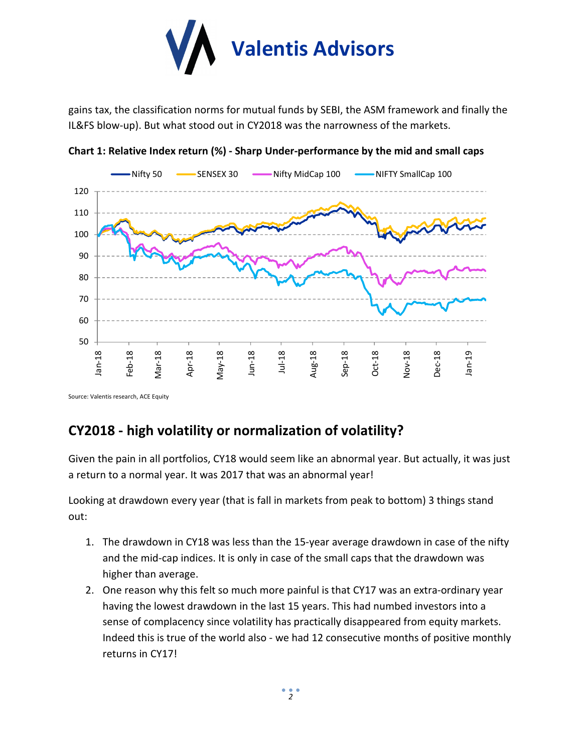gains tax, the classification norms for mutual funds by SEBI, the ASM framework and finally the IL&FS blow-up). But what stood out in CY2018 was the narrowness of the markets.

**Chart 1: Relative Index return (%) - Sharp Under-performance by the mid and small caps**

Source: Valentis research, ACE Equity

## CY2018 - high volatility or normalization of volatility?

Given the pain in all portfolios, CY18 would seem like an abnormal year. But actually, it was just a return to a normal year. It was 2017 that was an abnormal year!

Looking at drawdown every year (that is fall in markets from peak to bottom) 3 things stand out:

1. The drawdown in CY18 was less than the 15-year average drawdown in case of the nifty and the mid-cap indices. It is only in case of the small caps that the drawdown was higher than average.
2. One reason why this felt so much more painful is that CY17 was an extra-ordinary year having the lowest drawdown in the last 15 years. This had numbed investors into a sense of complacency since volatility has practically disappeared from equity markets. Indeed this is true of the world also - we had 12 consecutive months of positive monthly returns in CY17!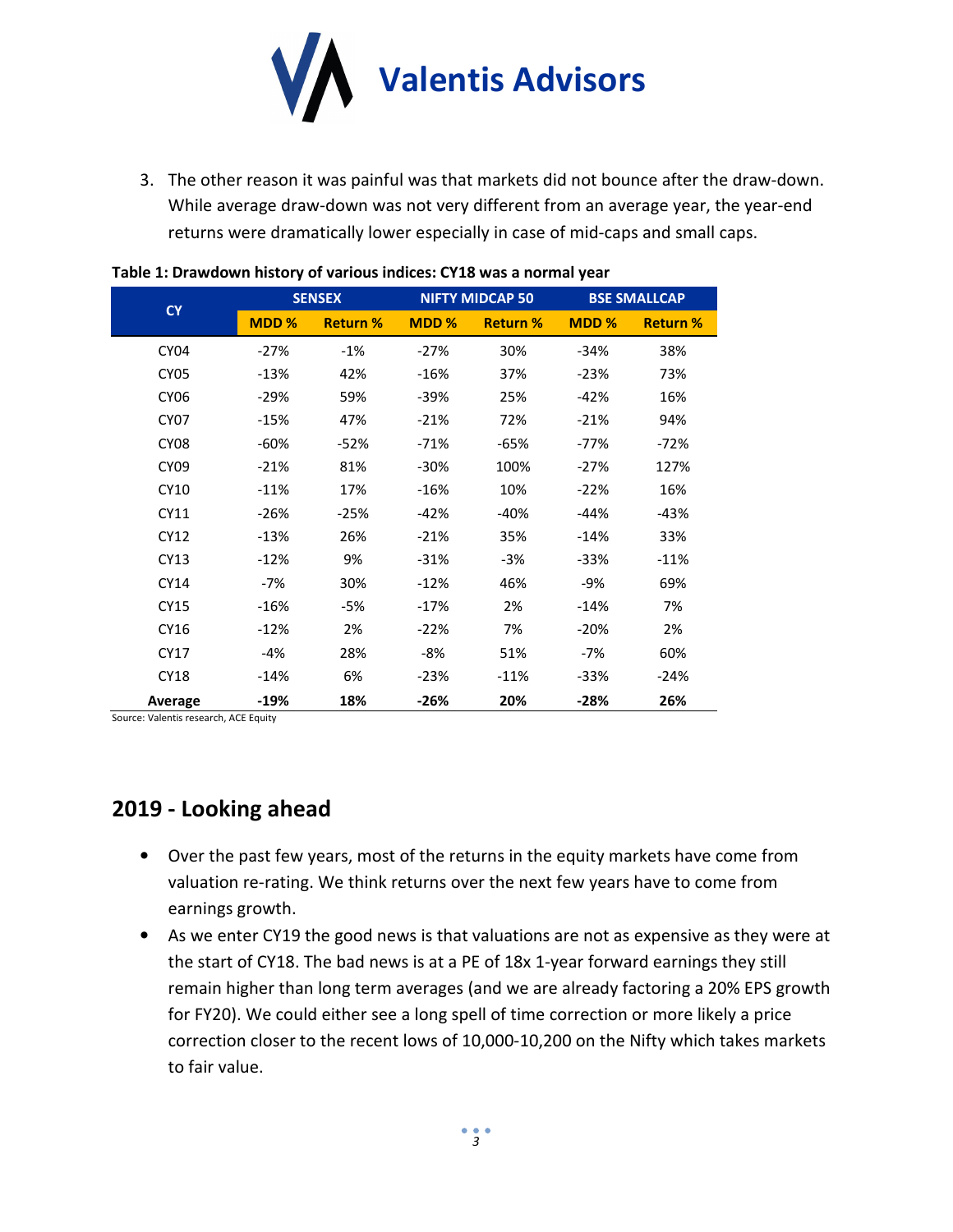3. The other reason it was painful was that markets did not bounce after the draw-down. While average draw-down was not very different from an average year, the year-end returns were dramatically lower especially in case of mid-caps and small caps.

**Table 1: Drawdown history of various indices: CY18 was a normal year**

| CY | SENSEX | | NIFTY MIDCAP 50 | | BSE SMALLCAP | |
|---|---|---|---|---|---|---|
| | MDD % | Return % | MDD % | Return % | MDD % | Return % |
| CY04 | -27% | -1% | -27% | 30% | -34% | 38% |
| CY05 | -13% | 42% | -16% | 37% | -23% | 73% |
| CY06 | -29% | 59% | -39% | 25% | -42% | 16% |
| CY07 | -15% | 47% | -21% | 72% | -21% | 94% |
| CY08 | -60% | -52% | -71% | -65% | -77% | -72% |
| CY09 | -21% | 81% | -30% | 100% | -27% | 127% |
| CY10 | -11% | 17% | -16% | 10% | -22% | 16% |
| CY11 | -26% | -25% | -42% | -40% | -44% | -43% |
| CY12 | -13% | 26% | -21% | 35% | -14% | 33% |
| CY13 | -12% | 9% | -31% | -3% | -33% | -11% |
| CY14 | -7% | 30% | -12% | 46% | -9% | 69% |
| CY15 | -16% | -5% | -17% | 2% | -14% | 7% |
| CY16 | -12% | 2% | -22% | 7% | -20% | 2% |
| CY17 | -4% | 28% | -8% | 51% | -7% | 60% |
| CY18 | -14% | 6% | -23% | -11% | -33% | -24% |
| **Average** | **-19%** | **18%** | **-26%** | **20%** | **-28%** | **26%** |

Source: Valentis research, ACE Equity

## 2019 - Looking ahead

- Over the past few years, most of the returns in the equity markets have come from valuation re-rating. We think returns over the next few years have to come from earnings growth.
- As we enter CY19 the good news is that valuations are not as expensive as they were at the start of CY18. The bad news is at a PE of 18x 1-year forward earnings they still remain higher than long term averages (and we are already factoring a 20% EPS growth for FY20). We could either see a long spell of time correction or more likely a price correction closer to the recent lows of 10,000-10,200 on the Nifty which takes markets to fair value.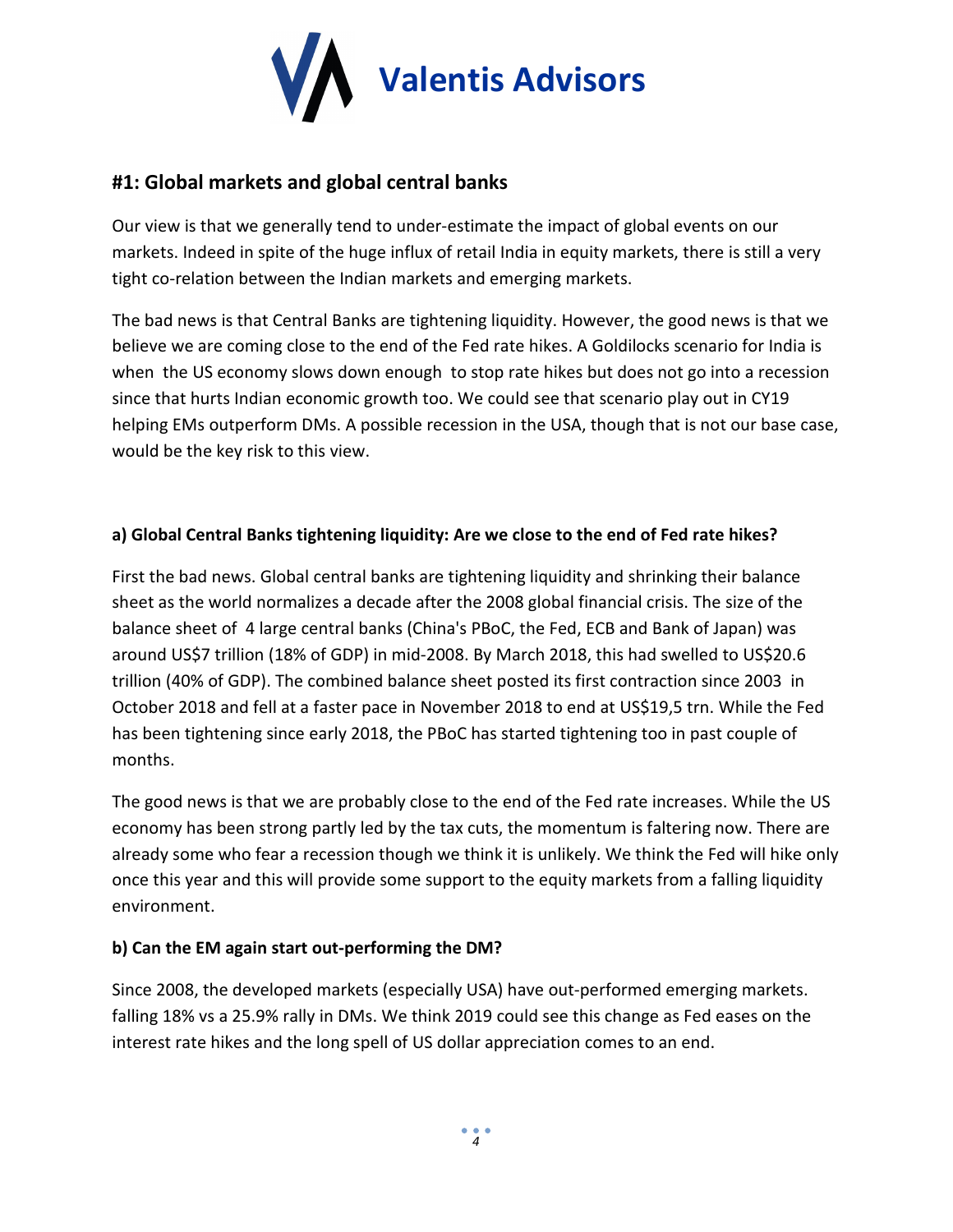## #1: Global markets and global central banks

Our view is that we generally tend to under-estimate the impact of global events on our markets. Indeed in spite of the huge influx of retail India in equity markets, there is still a very tight co-relation between the Indian markets and emerging markets.

The bad news is that Central Banks are tightening liquidity. However, the good news is that we believe we are coming close to the end of the Fed rate hikes. A Goldilocks scenario for India is when the US economy slows down enough to stop rate hikes but does not go into a recession since that hurts Indian economic growth too. We could see that scenario play out in CY19 helping EMs outperform DMs. A possible recession in the USA, though that is not our base case, would be the key risk to this view.

### a) Global Central Banks tightening liquidity: Are we close to the end of Fed rate hikes?

First the bad news. Global central banks are tightening liquidity and shrinking their balance sheet as the world normalizes a decade after the 2008 global financial crisis. The size of the balance sheet of 4 large central banks (China's PBoC, the Fed, ECB and Bank of Japan) was around US$7 trillion (18% of GDP) in mid-2008. By March 2018, this had swelled to US$20.6 trillion (40% of GDP). The combined balance sheet posted its first contraction since 2003 in October 2018 and fell at a faster pace in November 2018 to end at US$19,5 trn. While the Fed has been tightening since early 2018, the PBoC has started tightening too in past couple of months.

The good news is that we are probably close to the end of the Fed rate increases. While the US economy has been strong partly led by the tax cuts, the momentum is faltering now. There are already some who fear a recession though we think it is unlikely. We think the Fed will hike only once this year and this will provide some support to the equity markets from a falling liquidity environment.

### b) Can the EM again start out-performing the DM?

Since 2008, the developed markets (especially USA) have out-performed emerging markets. falling 18% vs a 25.9% rally in DMs. We think 2019 could see this change as Fed eases on the interest rate hikes and the long spell of US dollar appreciation comes to an end.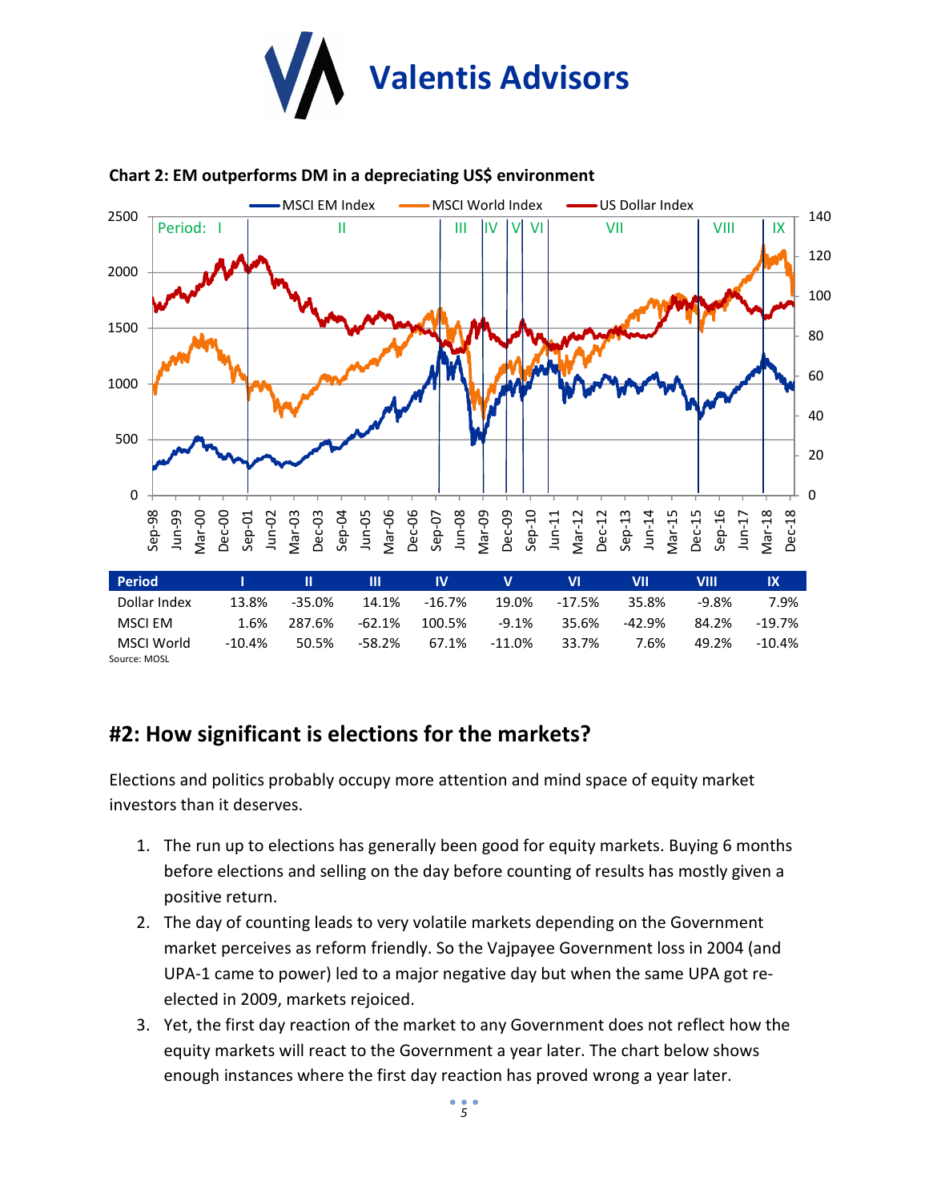**Chart 2: EM outperforms DM in a depreciating US$ environment**

| Period | I | II | III | IV | V | VI | VII | VIII | IX |
|---|---|---|---|---|---|---|---|---|---|
| Dollar Index | 13.8% | -35.0% | 14.1% | -16.7% | 19.0% | -17.5% | 35.8% | -9.8% | 7.9% |
| MSCI EM | 1.6% | 287.6% | -62.1% | 100.5% | -9.1% | 35.6% | -42.9% | 84.2% | -19.7% |
| MSCI World | -10.4% | 50.5% | -58.2% | 67.1% | -11.0% | 33.7% | 7.6% | 49.2% | -10.4% |

Source: MOSL

## #2: How significant is elections for the markets?

Elections and politics probably occupy more attention and mind space of equity market investors than it deserves.

1. The run up to elections has generally been good for equity markets. Buying 6 months before elections and selling on the day before counting of results has mostly given a positive return.
2. The day of counting leads to very volatile markets depending on the Government market perceives as reform friendly. So the Vajpayee Government loss in 2004 (and UPA-1 came to power) led to a major negative day but when the same UPA got re-elected in 2009, markets rejoiced.
3. Yet, the first day reaction of the market to any Government does not reflect how the equity markets will react to the Government a year later. The chart below shows enough instances where the first day reaction has proved wrong a year later.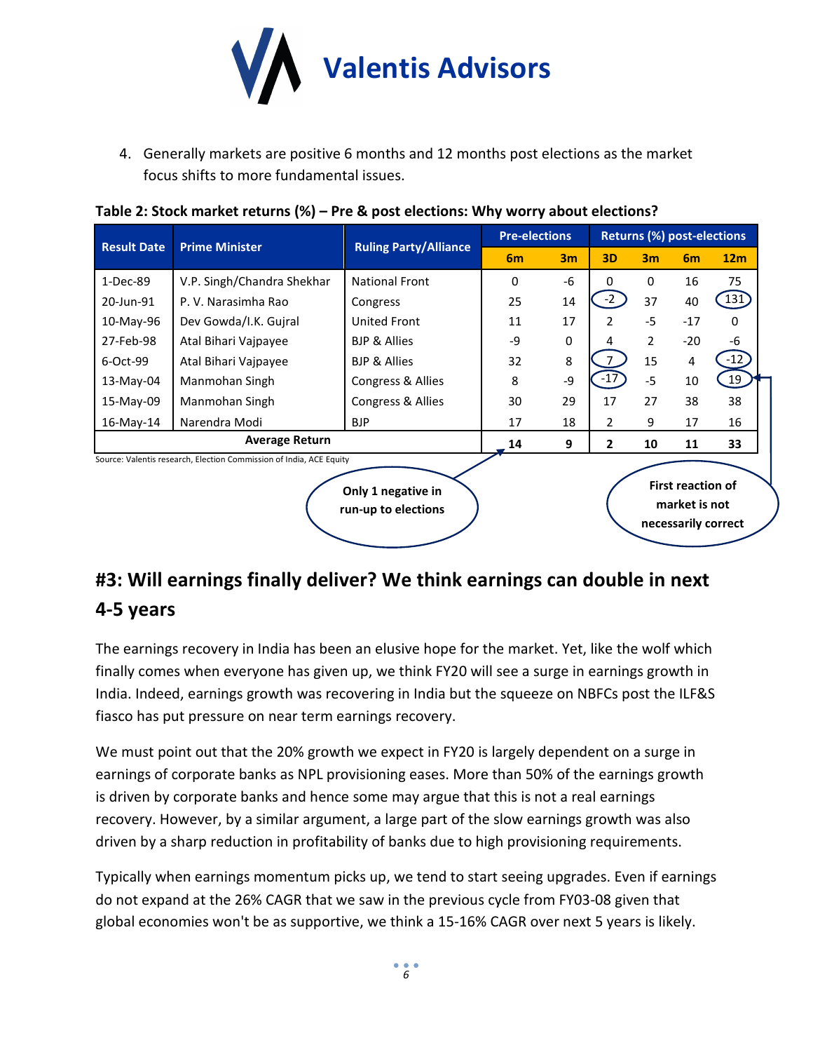4. Generally markets are positive 6 months and 12 months post elections as the market focus shifts to more fundamental issues.

**Table 2: Stock market returns (%) – Pre & post elections: Why worry about elections?**

| Result Date | Prime Minister | Ruling Party/Alliance | Pre-elections | | Returns (%) post-elections | | | |
|---|---|---|---|---|---|---|---|---|
| | | | 6m | 3m | 3D | 3m | 6m | 12m |
| 1-Dec-89 | V.P. Singh/Chandra Shekhar | National Front | 0 | -6 | 0 | 0 | 16 | 75 |
| 20-Jun-91 | P. V. Narasimha Rao | Congress | 25 | 14 | -2 | 37 | 40 | 131 |
| 10-May-96 | Dev Gowda/I.K. Gujral | United Front | 11 | 17 | 2 | -5 | -17 | 0 |
| 27-Feb-98 | Atal Bihari Vajpayee | BJP & Allies | -9 | 0 | 4 | 2 | -20 | -6 |
| 6-Oct-99 | Atal Bihari Vajpayee | BJP & Allies | 32 | 8 | 7 | 15 | 4 | -12 |
| 13-May-04 | Manmohan Singh | Congress & Allies | 8 | -9 | -17 | -5 | 10 | 19 |
| 15-May-09 | Manmohan Singh | Congress & Allies | 30 | 29 | 17 | 27 | 38 | 38 |
| 16-May-14 | Narendra Modi | BJP | 17 | 18 | 2 | 9 | 17 | 16 |
| **Average Return** | | | **14** | **9** | **2** | **10** | **11** | **33** |

Source: Valentis research, Election Commission of India, ACE Equity

Only 1 negative in run-up to elections

First reaction of market is not necessarily correct

## #3: Will earnings finally deliver? We think earnings can double in next 4-5 years

The earnings recovery in India has been an elusive hope for the market. Yet, like the wolf which finally comes when everyone has given up, we think FY20 will see a surge in earnings growth in India. Indeed, earnings growth was recovering in India but the squeeze on NBFCs post the ILF&S fiasco has put pressure on near term earnings recovery.

We must point out that the 20% growth we expect in FY20 is largely dependent on a surge in earnings of corporate banks as NPL provisioning eases. More than 50% of the earnings growth is driven by corporate banks and hence some may argue that this is not a real earnings recovery. However, by a similar argument, a large part of the slow earnings growth was also driven by a sharp reduction in profitability of banks due to high provisioning requirements.

Typically when earnings momentum picks up, we tend to start seeing upgrades. Even if earnings do not expand at the 26% CAGR that we saw in the previous cycle from FY03-08 given that global economies won't be as supportive, we think a 15-16% CAGR over next 5 years is likely.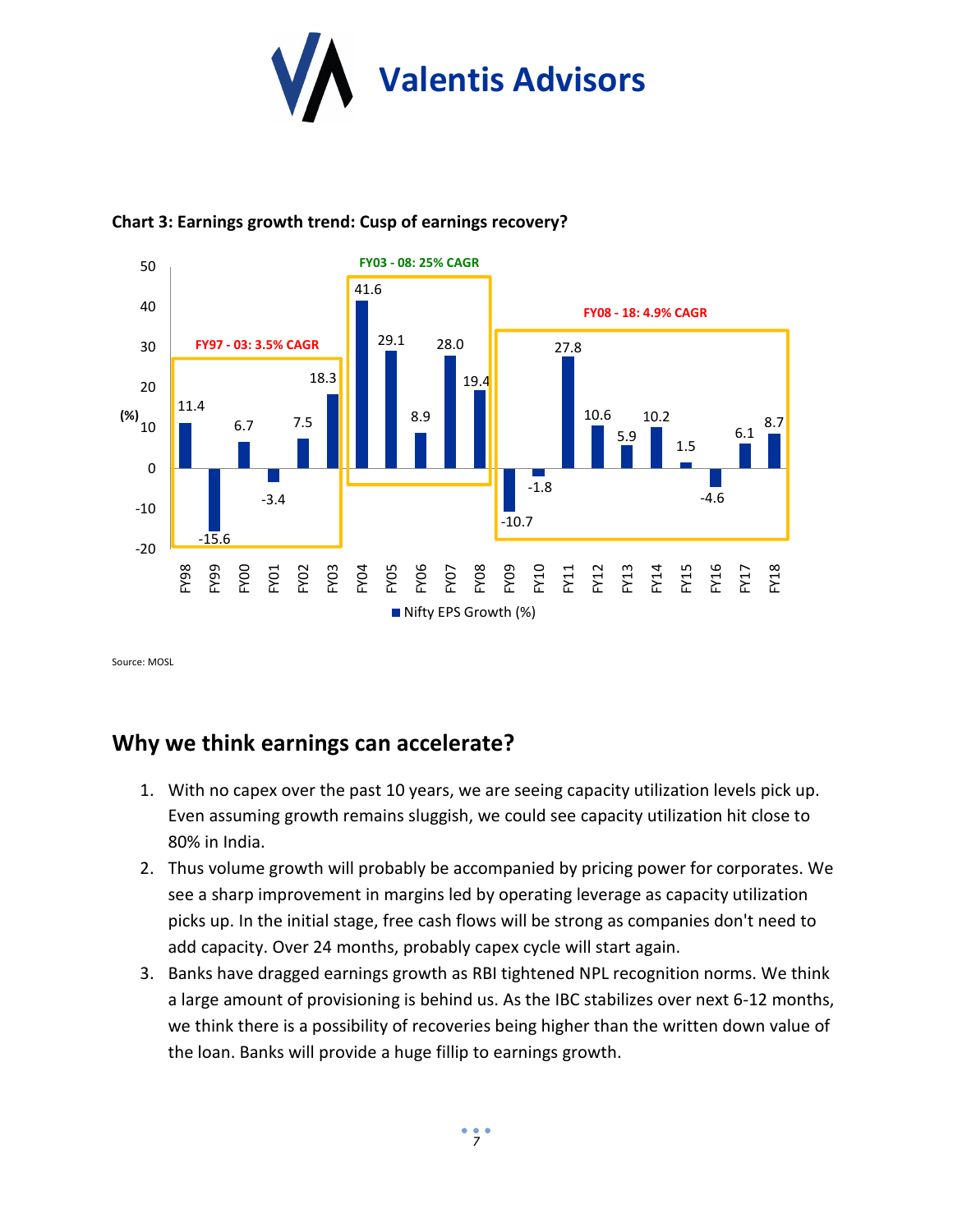**Chart 3: Earnings growth trend: Cusp of earnings recovery?**

| Year | Nifty EPS Growth (%) |
|---|---|
| FY98 | 11.4 |
| FY99 | -15.6 |
| FY00 | 6.7 |
| FY01 | -3.4 |
| FY02 | 7.5 |
| FY03 | 18.3 |
| FY04 | 41.6 |
| FY05 | 29.1 |
| FY06 | 8.9 |
| FY07 | 28.0 |
| FY08 | 19.4 |
| FY09 | -10.7 |
| FY10 | -1.8 |
| FY11 | 27.8 |
| FY12 | 10.6 |
| FY13 | 5.9 |
| FY14 | 10.2 |
| FY15 | 1.5 |
| FY16 | -4.6 |
| FY17 | 6.1 |
| FY18 | 8.7 |

FY97 - 03: 3.5% CAGR

FY03 - 08: 25% CAGR

FY08 - 18: 4.9% CAGR

Source: MOSL

## Why we think earnings can accelerate?

1. With no capex over the past 10 years, we are seeing capacity utilization levels pick up. Even assuming growth remains sluggish, we could see capacity utilization hit close to 80% in India.
2. Thus volume growth will probably be accompanied by pricing power for corporates. We see a sharp improvement in margins led by operating leverage as capacity utilization picks up. In the initial stage, free cash flows will be strong as companies don't need to add capacity. Over 24 months, probably capex cycle will start again.
3. Banks have dragged earnings growth as RBI tightened NPL recognition norms. We think a large amount of provisioning is behind us. As the IBC stabilizes over next 6-12 months, we think there is a possibility of recoveries being higher than the written down value of the loan. Banks will provide a huge fillip to earnings growth.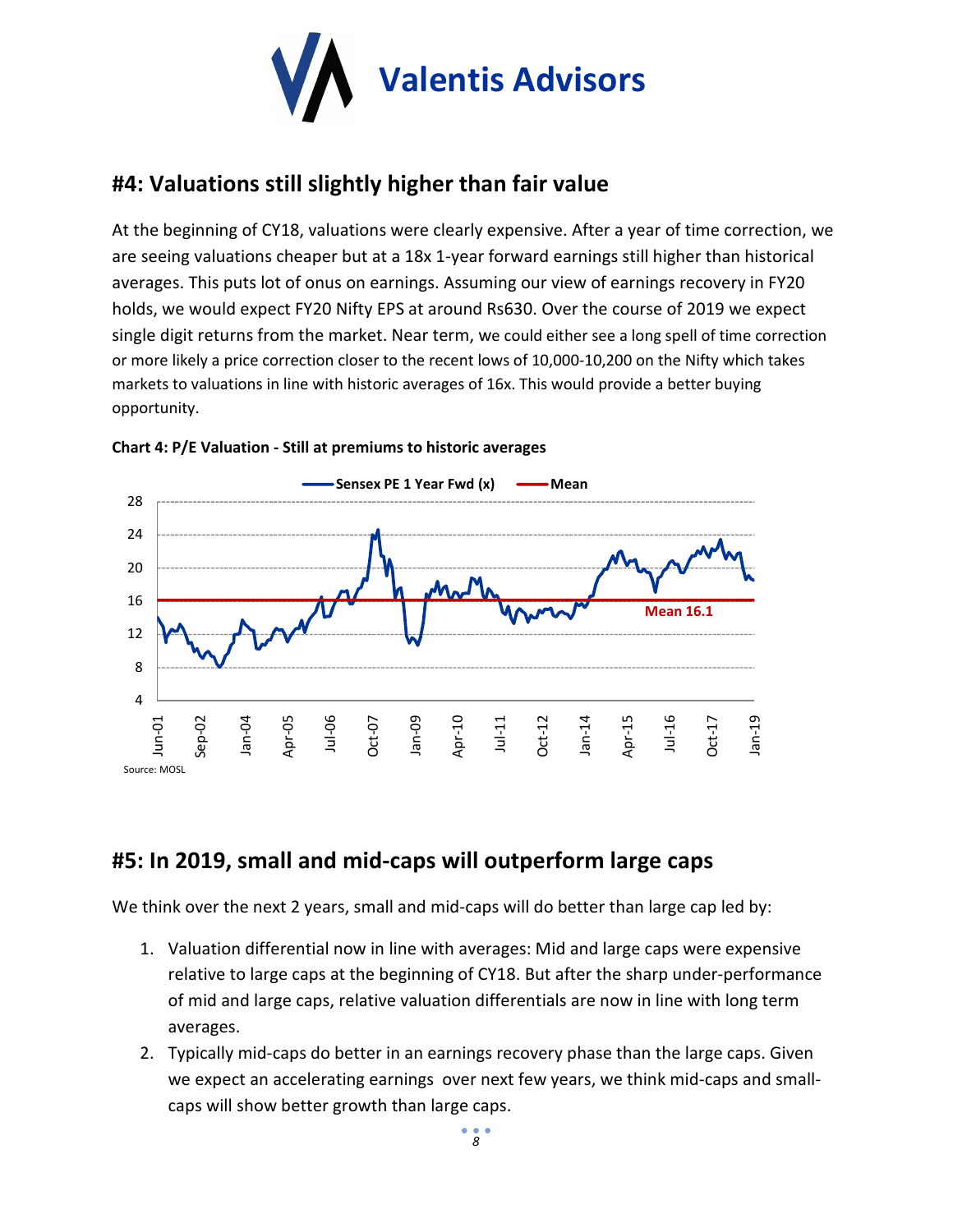# Valentis Advisors

## #4: Valuations still slightly higher than fair value

At the beginning of CY18, valuations were clearly expensive. After a year of time correction, we are seeing valuations cheaper but at a 18x 1-year forward earnings still higher than historical averages. This puts lot of onus on earnings. Assuming our view of earnings recovery in FY20 holds, we would expect FY20 Nifty EPS at around Rs630. Over the course of 2019 we expect single digit returns from the market. Near term, we could either see a long spell of time correction or more likely a price correction closer to the recent lows of 10,000-10,200 on the Nifty which takes markets to valuations in line with historic averages of 16x. This would provide a better buying opportunity.

**Chart 4: P/E Valuation - Still at premiums to historic averages**

Source: MOSL

## #5: In 2019, small and mid-caps will outperform large caps

We think over the next 2 years, small and mid-caps will do better than large cap led by:

1. Valuation differential now in line with averages: Mid and large caps were expensive relative to large caps at the beginning of CY18. But after the sharp under-performance of mid and large caps, relative valuation differentials are now in line with long term averages.
2. Typically mid-caps do better in an earnings recovery phase than the large caps. Given we expect an accelerating earnings over next few years, we think mid-caps and small-caps will show better growth than large caps.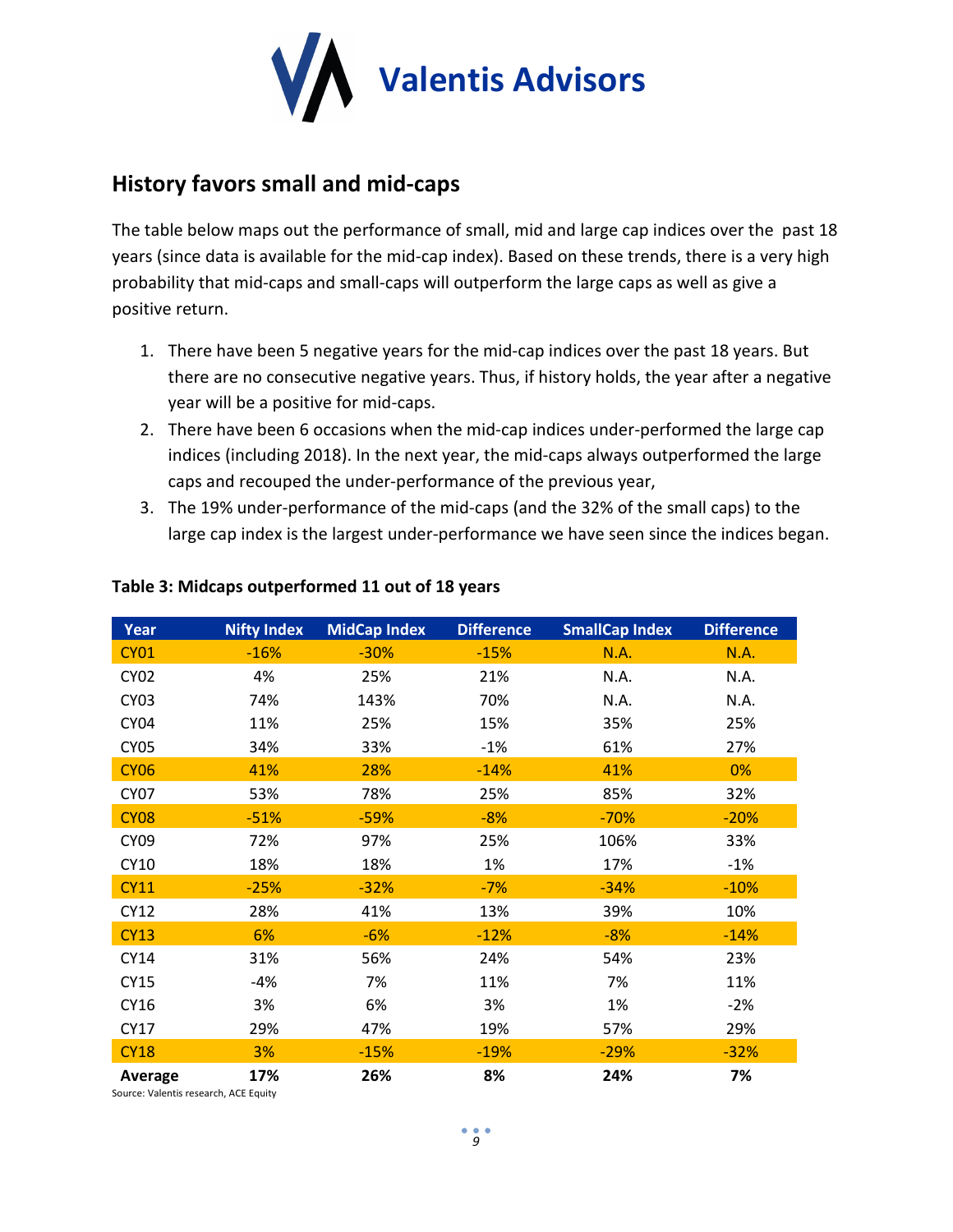Valentis Advisors

## History favors small and mid-caps

The table below maps out the performance of small, mid and large cap indices over the past 18 years (since data is available for the mid-cap index). Based on these trends, there is a very high probability that mid-caps and small-caps will outperform the large caps as well as give a positive return.

1. There have been 5 negative years for the mid-cap indices over the past 18 years. But there are no consecutive negative years. Thus, if history holds, the year after a negative year will be a positive for mid-caps.
2. There have been 6 occasions when the mid-cap indices under-performed the large cap indices (including 2018). In the next year, the mid-caps always outperformed the large caps and recouped the under-performance of the previous year,
3. The 19% under-performance of the mid-caps (and the 32% of the small caps) to the large cap index is the largest under-performance we have seen since the indices began.

**Table 3: Midcaps outperformed 11 out of 18 years**

| Year | Nifty Index | MidCap Index | Difference | SmallCap Index | Difference |
|---|---|---|---|---|---|
| CY01 | -16% | -30% | -15% | N.A. | N.A. |
| CY02 | 4% | 25% | 21% | N.A. | N.A. |
| CY03 | 74% | 143% | 70% | N.A. | N.A. |
| CY04 | 11% | 25% | 15% | 35% | 25% |
| CY05 | 34% | 33% | -1% | 61% | 27% |
| CY06 | 41% | 28% | -14% | 41% | 0% |
| CY07 | 53% | 78% | 25% | 85% | 32% |
| CY08 | -51% | -59% | -8% | -70% | -20% |
| CY09 | 72% | 97% | 25% | 106% | 33% |
| CY10 | 18% | 18% | 1% | 17% | -1% |
| CY11 | -25% | -32% | -7% | -34% | -10% |
| CY12 | 28% | 41% | 13% | 39% | 10% |
| CY13 | 6% | -6% | -12% | -8% | -14% |
| CY14 | 31% | 56% | 24% | 54% | 23% |
| CY15 | -4% | 7% | 11% | 7% | 11% |
| CY16 | 3% | 6% | 3% | 1% | -2% |
| CY17 | 29% | 47% | 19% | 57% | 29% |
| CY18 | 3% | -15% | -19% | -29% | -32% |
| **Average** | **17%** | **26%** | **8%** | **24%** | **7%** |

Source: Valentis research, ACE Equity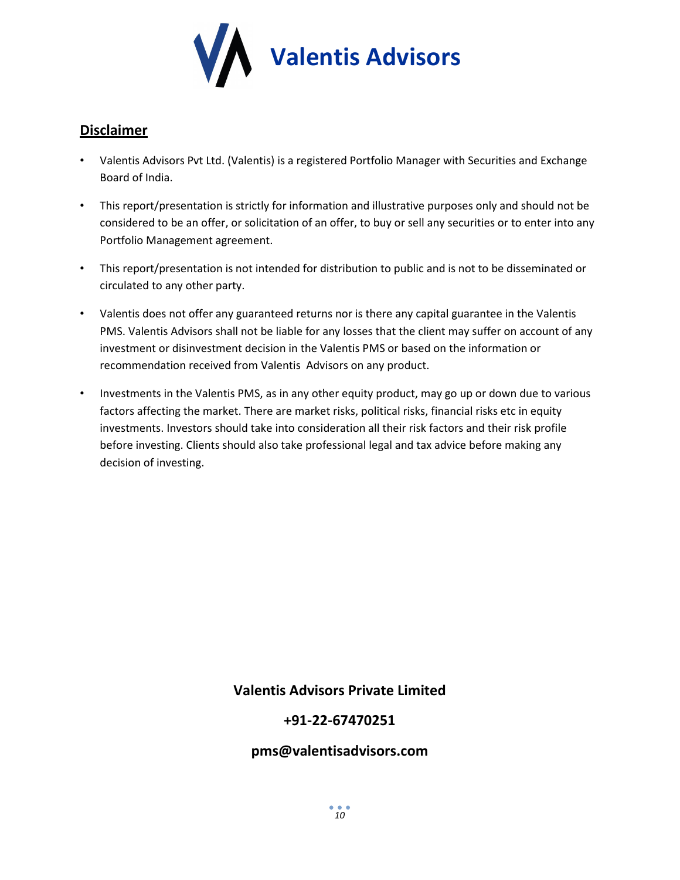# Valentis Advisors

## Disclaimer

- Valentis Advisors Pvt Ltd. (Valentis) is a registered Portfolio Manager with Securities and Exchange Board of India.
- This report/presentation is strictly for information and illustrative purposes only and should not be considered to be an offer, or solicitation of an offer, to buy or sell any securities or to enter into any Portfolio Management agreement.
- This report/presentation is not intended for distribution to public and is not to be disseminated or circulated to any other party.
- Valentis does not offer any guaranteed returns nor is there any capital guarantee in the Valentis PMS. Valentis Advisors shall not be liable for any losses that the client may suffer on account of any investment or disinvestment decision in the Valentis PMS or based on the information or recommendation received from Valentis Advisors on any product.
- Investments in the Valentis PMS, as in any other equity product, may go up or down due to various factors affecting the market. There are market risks, political risks, financial risks etc in equity investments. Investors should take into consideration all their risk factors and their risk profile before investing. Clients should also take professional legal and tax advice before making any decision of investing.

**Valentis Advisors Private Limited**

**+91-22-67470251**

**pms@valentisadvisors.com**